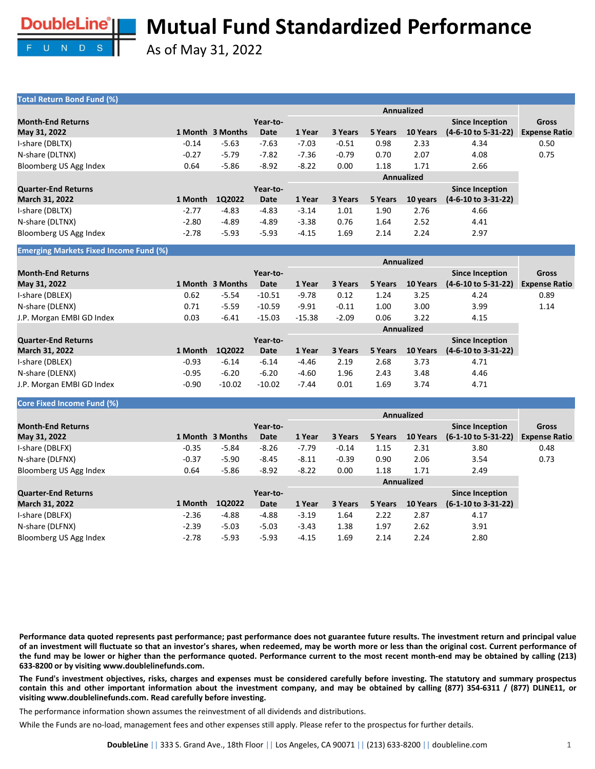# Mutual Fund Standardized Performance

As of May 31, 2022

## Total Return Bond Fund (%)

| Month-End Returns May 31, 2022 | 1 Month | 3 Months | Year-to-Date | Annualized 1 Year | 3 Years | 5 Years | 10 Years | Since Inception (4-6-10 to 5-31-22) | Gross Expense Ratio |
|---|---|---|---|---|---|---|---|---|---|
| I-share (DBLTX) | -0.14 | -5.63 | -7.63 | -7.03 | -0.51 | 0.98 | 2.33 | 4.34 | 0.50 |
| N-share (DLTNX) | -0.27 | -5.79 | -7.82 | -7.36 | -0.79 | 0.70 | 2.07 | 4.08 | 0.75 |
| Bloomberg US Agg Index | 0.64 | -5.86 | -8.92 | -8.22 | 0.00 | 1.18 | 1.71 | 2.66 | |

| Quarter-End Returns March 31, 2022 | 1 Month | 1Q2022 | Year-to-Date | Annualized 1 Year | 3 Years | 5 Years | 10 years | Since Inception (4-6-10 to 3-31-22) |
|---|---|---|---|---|---|---|---|---|
| I-share (DBLTX) | -2.77 | -4.83 | -4.83 | -3.14 | 1.01 | 1.90 | 2.76 | 4.66 |
| N-share (DLTNX) | -2.80 | -4.89 | -4.89 | -3.38 | 0.76 | 1.64 | 2.52 | 4.41 |
| Bloomberg US Agg Index | -2.78 | -5.93 | -5.93 | -4.15 | 1.69 | 2.14 | 2.24 | 2.97 |

## Emerging Markets Fixed Income Fund (%)

| Month-End Returns May 31, 2022 | 1 Month | 3 Months | Year-to-Date | Annualized 1 Year | 3 Years | 5 Years | 10 Years | Since Inception (4-6-10 to 5-31-22) | Gross Expense Ratio |
|---|---|---|---|---|---|---|---|---|---|
| I-share (DBLEX) | 0.62 | -5.54 | -10.51 | -9.78 | 0.12 | 1.24 | 3.25 | 4.24 | 0.89 |
| N-share (DLENX) | 0.71 | -5.59 | -10.59 | -9.91 | -0.11 | 1.00 | 3.00 | 3.99 | 1.14 |
| J.P. Morgan EMBI GD Index | 0.03 | -6.41 | -15.03 | -15.38 | -2.09 | 0.06 | 3.22 | 4.15 | |

| Quarter-End Returns March 31, 2022 | 1 Month | 1Q2022 | Year-to-Date | Annualized 1 Year | 3 Years | 5 Years | 10 Years | Since Inception (4-6-10 to 3-31-22) |
|---|---|---|---|---|---|---|---|---|
| I-share (DBLEX) | -0.93 | -6.14 | -6.14 | -4.46 | 2.19 | 2.68 | 3.73 | 4.71 |
| N-share (DLENX) | -0.95 | -6.20 | -6.20 | -4.60 | 1.96 | 2.43 | 3.48 | 4.46 |
| J.P. Morgan EMBI GD Index | -0.90 | -10.02 | -10.02 | -7.44 | 0.01 | 1.69 | 3.74 | 4.71 |

## Core Fixed Income Fund (%)

| Month-End Returns May 31, 2022 | 1 Month | 3 Months | Year-to-Date | Annualized 1 Year | 3 Years | 5 Years | 10 Years | Since Inception (6-1-10 to 5-31-22) | Gross Expense Ratio |
|---|---|---|---|---|---|---|---|---|---|
| I-share (DBLFX) | -0.35 | -5.84 | -8.26 | -7.79 | -0.14 | 1.15 | 2.31 | 3.80 | 0.48 |
| N-share (DLFNX) | -0.37 | -5.90 | -8.45 | -8.11 | -0.39 | 0.90 | 2.06 | 3.54 | 0.73 |
| Bloomberg US Agg Index | 0.64 | -5.86 | -8.92 | -8.22 | 0.00 | 1.18 | 1.71 | 2.49 | |

| Quarter-End Returns March 31, 2022 | 1 Month | 1Q2022 | Year-to-Date | Annualized 1 Year | 3 Years | 5 Years | 10 Years | Since Inception (6-1-10 to 3-31-22) |
|---|---|---|---|---|---|---|---|---|
| I-share (DBLFX) | -2.36 | -4.88 | -4.88 | -3.19 | 1.64 | 2.22 | 2.87 | 4.17 |
| N-share (DLFNX) | -2.39 | -5.03 | -5.03 | -3.43 | 1.38 | 1.97 | 2.62 | 3.91 |
| Bloomberg US Agg Index | -2.78 | -5.93 | -5.93 | -4.15 | 1.69 | 2.14 | 2.24 | 2.80 |

**Performance data quoted represents past performance; past performance does not guarantee future results. The investment return and principal value of an investment will fluctuate so that an investor's shares, when redeemed, may be worth more or less than the original cost. Current performance of the fund may be lower or higher than the performance quoted. Performance current to the most recent month-end may be obtained by calling (213) 633-8200 or by visiting www.doublelinefunds.com.**

**The Fund's investment objectives, risks, charges and expenses must be considered carefully before investing. The statutory and summary prospectus contain this and other important information about the investment company, and may be obtained by calling (877) 354-6311 / (877) DLINE11, or visiting www.doublelinefunds.com. Read carefully before investing.**

The performance information shown assumes the reinvestment of all dividends and distributions.

While the Funds are no-load, management fees and other expenses still apply. Please refer to the prospectus for further details.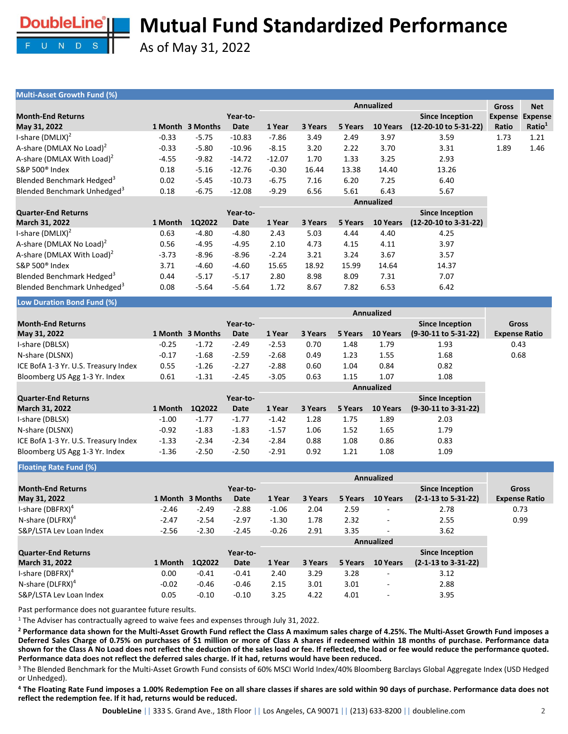# Mutual Fund Standardized Performance

As of May 31, 2022

## Multi-Asset Growth Fund (%)

| Month-End Returns May 31, 2022 | 1 Month | 3 Months | Year-to-Date | Annualized 1 Year | 3 Years | 5 Years | 10 Years | Since Inception (12-20-10 to 5-31-22) | Gross Expense Ratio | Net Expense Ratio[1] |
|---|---|---|---|---|---|---|---|---|---|---|
| I-share (DMLIX)[2] | -0.33 | -5.75 | -10.83 | -7.86 | 3.49 | 2.49 | 3.97 | 3.59 | 1.73 | 1.21 |
| A-share (DMLAX No Load)[2] | -0.33 | -5.80 | -10.96 | -8.15 | 3.20 | 2.22 | 3.70 | 3.31 | 1.89 | 1.46 |
| A-share (DMLAX With Load)[2] | -4.55 | -9.82 | -14.72 | -12.07 | 1.70 | 1.33 | 3.25 | 2.93 | | |
| S&P 500® Index | 0.18 | -5.16 | -12.76 | -0.30 | 16.44 | 13.38 | 14.40 | 13.26 | | |
| Blended Benchmark Hedged[3] | 0.02 | -5.45 | -10.73 | -6.75 | 7.16 | 6.20 | 7.25 | 6.40 | | |
| Blended Benchmark Unhedged[3] | 0.18 | -6.75 | -12.08 | -9.29 | 6.56 | 5.61 | 6.43 | 5.67 | | |

| Quarter-End Returns March 31, 2022 | 1 Month | 1Q2022 | Year-to-Date | Annualized 1 Year | 3 Years | 5 Years | 10 Years | Since Inception (12-20-10 to 3-31-22) |
|---|---|---|---|---|---|---|---|---|
| I-share (DMLIX)[2] | 0.63 | -4.80 | -4.80 | 2.43 | 5.03 | 4.44 | 4.40 | 4.25 |
| A-share (DMLAX No Load)[2] | 0.56 | -4.95 | -4.95 | 2.10 | 4.73 | 4.15 | 4.11 | 3.97 |
| A-share (DMLAX With Load)[2] | -3.73 | -8.96 | -8.96 | -2.24 | 3.21 | 3.24 | 3.67 | 3.57 |
| S&P 500® Index | 3.71 | -4.60 | -4.60 | 15.65 | 18.92 | 15.99 | 14.64 | 14.37 |
| Blended Benchmark Hedged[3] | 0.44 | -5.17 | -5.17 | 2.80 | 8.98 | 8.09 | 7.31 | 7.07 |
| Blended Benchmark Unhedged[3] | 0.08 | -5.64 | -5.64 | 1.72 | 8.67 | 7.82 | 6.53 | 6.42 |

## Low Duration Bond Fund (%)

| Month-End Returns May 31, 2022 | 1 Month | 3 Months | Year-to-Date | Annualized 1 Year | 3 Years | 5 Years | 10 Years | Since Inception (9-30-11 to 5-31-22) | Gross Expense Ratio |
|---|---|---|---|---|---|---|---|---|---|
| I-share (DBLSX) | -0.25 | -1.72 | -2.49 | -2.53 | 0.70 | 1.48 | 1.79 | 1.93 | 0.43 |
| N-share (DLSNX) | -0.17 | -1.68 | -2.59 | -2.68 | 0.49 | 1.23 | 1.55 | 1.68 | 0.68 |
| ICE BofA 1-3 Yr. U.S. Treasury Index | 0.55 | -1.26 | -2.27 | -2.88 | 0.60 | 1.04 | 0.84 | 0.82 | |
| Bloomberg US Agg 1-3 Yr. Index | 0.61 | -1.31 | -2.45 | -3.05 | 0.63 | 1.15 | 1.07 | 1.08 | |

| Quarter-End Returns March 31, 2022 | 1 Month | 1Q2022 | Year-to-Date | Annualized 1 Year | 3 Years | 5 Years | 10 Years | Since Inception (9-30-11 to 3-31-22) |
|---|---|---|---|---|---|---|---|---|
| I-share (DBLSX) | -1.00 | -1.77 | -1.77 | -1.42 | 1.28 | 1.75 | 1.89 | 2.03 |
| N-share (DLSNX) | -0.92 | -1.83 | -1.83 | -1.57 | 1.06 | 1.52 | 1.65 | 1.79 |
| ICE BofA 1-3 Yr. U.S. Treasury Index | -1.33 | -2.34 | -2.34 | -2.84 | 0.88 | 1.08 | 0.86 | 0.83 |
| Bloomberg US Agg 1-3 Yr. Index | -1.36 | -2.50 | -2.50 | -2.91 | 0.92 | 1.21 | 1.08 | 1.09 |

## Floating Rate Fund (%)

| Month-End Returns May 31, 2022 | 1 Month | 3 Months | Year-to-Date | Annualized 1 Year | 3 Years | 5 Years | 10 Years | Since Inception (2-1-13 to 5-31-22) | Gross Expense Ratio |
|---|---|---|---|---|---|---|---|---|---|
| I-share (DBFRX)[4] | -2.46 | -2.49 | -2.88 | -1.06 | 2.04 | 2.59 | - | 2.78 | 0.73 |
| N-share (DLFRX)[4] | -2.47 | -2.54 | -2.97 | -1.30 | 1.78 | 2.32 | - | 2.55 | 0.99 |
| S&P/LSTA Lev Loan Index | -2.56 | -2.30 | -2.45 | -0.26 | 2.91 | 3.35 | - | 3.62 | |

| Quarter-End Returns March 31, 2022 | 1 Month | 1Q2022 | Year-to-Date | Annualized 1 Year | 3 Years | 5 Years | 10 Years | Since Inception (2-1-13 to 3-31-22) |
|---|---|---|---|---|---|---|---|---|
| I-share (DBFRX)[4] | 0.00 | -0.41 | -0.41 | 2.40 | 3.29 | 3.28 | - | 3.12 |
| N-share (DLFRX)[4] | -0.02 | -0.46 | -0.46 | 2.15 | 3.01 | 3.01 | - | 2.88 |
| S&P/LSTA Lev Loan Index | 0.05 | -0.10 | -0.10 | 3.25 | 4.22 | 4.01 | - | 3.95 |

Past performance does not guarantee future results.

[1] The Adviser has contractually agreed to waive fees and expenses through July 31, 2022.

**[2] Performance data shown for the Multi-Asset Growth Fund reflect the Class A maximum sales charge of 4.25%. The Multi-Asset Growth Fund imposes a Deferred Sales Charge of 0.75% on purchases of $1 million or more of Class A shares if redeemed within 18 months of purchase. Performance data shown for the Class A No Load does not reflect the deduction of the sales load or fee. If reflected, the load or fee would reduce the performance quoted. Performance data does not reflect the deferred sales charge. If it had, returns would have been reduced.**

[3] The Blended Benchmark for the Multi-Asset Growth Fund consists of 60% MSCI World Index/40% Bloomberg Barclays Global Aggregate Index (USD Hedged or Unhedged).

**[4] The Floating Rate Fund imposes a 1.00% Redemption Fee on all share classes if shares are sold within 90 days of purchase. Performance data does not reflect the redemption fee. If it had, returns would be reduced.**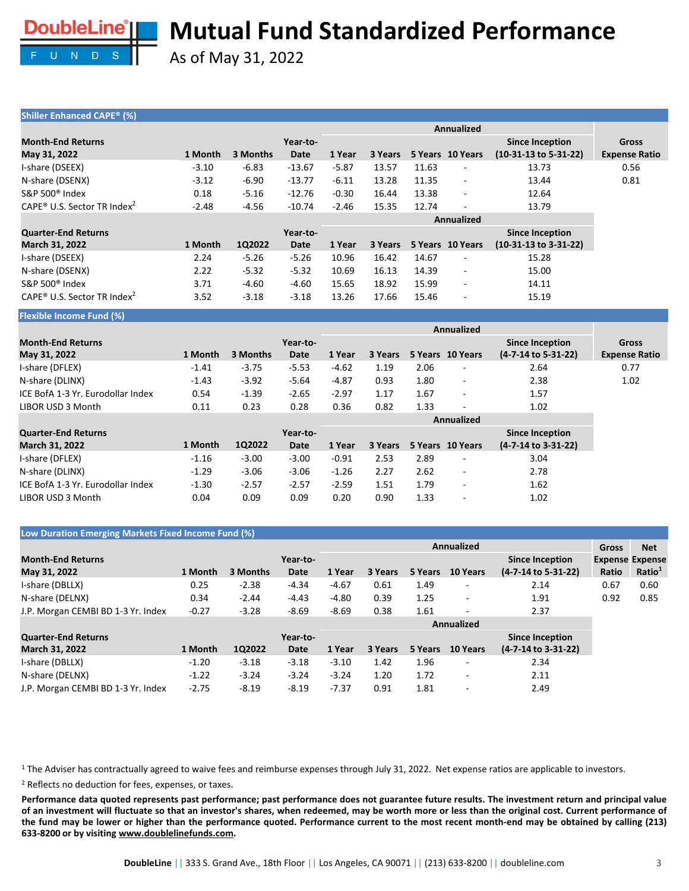# Mutual Fund Standardized Performance

As of May 31, 2022

## Shiller Enhanced CAPE® (%)

| Month-End Returns May 31, 2022 | 1 Month | 3 Months | Year-to-Date | 1 Year | 3 Years | 5 Years | 10 Years | Since Inception (10-31-13 to 5-31-22) | Gross Expense Ratio |
|---|---|---|---|---|---|---|---|---|---|
| | | | | Annualized | | | | | |
| I-share (DSEEX) | -3.10 | -6.83 | -13.67 | -5.87 | 13.57 | 11.63 | - | 13.73 | 0.56 |
| N-share (DSENX) | -3.12 | -6.90 | -13.77 | -6.11 | 13.28 | 11.35 | - | 13.44 | 0.81 |
| S&P 500® Index | 0.18 | -5.16 | -12.76 | -0.30 | 16.44 | 13.38 | - | 12.64 | |
| CAPE® U.S. Sector TR Index[2] | -2.48 | -4.56 | -10.74 | -2.46 | 15.35 | 12.74 | - | 13.79 | |

| Quarter-End Returns March 31, 2022 | 1 Month | 1Q2022 | Year-to-Date | 1 Year | 3 Years | 5 Years | 10 Years | Since Inception (10-31-13 to 3-31-22) |
|---|---|---|---|---|---|---|---|---|
| | | | | Annualized | | | | |
| I-share (DSEEX) | 2.24 | -5.26 | -5.26 | 10.96 | 16.42 | 14.67 | - | 15.28 |
| N-share (DSENX) | 2.22 | -5.32 | -5.32 | 10.69 | 16.13 | 14.39 | - | 15.00 |
| S&P 500® Index | 3.71 | -4.60 | -4.60 | 15.65 | 18.92 | 15.99 | - | 14.11 |
| CAPE® U.S. Sector TR Index[2] | 3.52 | -3.18 | -3.18 | 13.26 | 17.66 | 15.46 | - | 15.19 |

## Flexible Income Fund (%)

| Month-End Returns May 31, 2022 | 1 Month | 3 Months | Year-to-Date | 1 Year | 3 Years | 5 Years | 10 Years | Since Inception (4-7-14 to 5-31-22) | Gross Expense Ratio |
|---|---|---|---|---|---|---|---|---|---|
| | | | | Annualized | | | | | |
| I-share (DFLEX) | -1.41 | -3.75 | -5.53 | -4.62 | 1.19 | 2.06 | - | 2.64 | 0.77 |
| N-share (DLINX) | -1.43 | -3.92 | -5.64 | -4.87 | 0.93 | 1.80 | - | 2.38 | 1.02 |
| ICE BofA 1-3 Yr. Eurodollar Index | 0.54 | -1.39 | -2.65 | -2.97 | 1.17 | 1.67 | - | 1.57 | |
| LIBOR USD 3 Month | 0.11 | 0.23 | 0.28 | 0.36 | 0.82 | 1.33 | - | 1.02 | |

| Quarter-End Returns March 31, 2022 | 1 Month | 1Q2022 | Year-to-Date | 1 Year | 3 Years | 5 Years | 10 Years | Since Inception (4-7-14 to 3-31-22) |
|---|---|---|---|---|---|---|---|---|
| | | | | Annualized | | | | |
| I-share (DFLEX) | -1.16 | -3.00 | -3.00 | -0.91 | 2.53 | 2.89 | - | 3.04 |
| N-share (DLINX) | -1.29 | -3.06 | -3.06 | -1.26 | 2.27 | 2.62 | - | 2.78 |
| ICE BofA 1-3 Yr. Eurodollar Index | -1.30 | -2.57 | -2.57 | -2.59 | 1.51 | 1.79 | - | 1.62 |
| LIBOR USD 3 Month | 0.04 | 0.09 | 0.09 | 0.20 | 0.90 | 1.33 | - | 1.02 |

## Low Duration Emerging Markets Fixed Income Fund (%)

| Month-End Returns May 31, 2022 | 1 Month | 3 Months | Year-to-Date | 1 Year | 3 Years | 5 Years | 10 Years | Since Inception (4-7-14 to 5-31-22) | Gross Expense Ratio | Net Expense Ratio[1] |
|---|---|---|---|---|---|---|---|---|---|---|
| | | | | Annualized | | | | | | |
| I-share (DBLLX) | 0.25 | -2.38 | -4.34 | -4.67 | 0.61 | 1.49 | - | 2.14 | 0.67 | 0.60 |
| N-share (DELNX) | 0.34 | -2.44 | -4.43 | -4.80 | 0.39 | 1.25 | - | 1.91 | 0.92 | 0.85 |
| J.P. Morgan CEMBI BD 1-3 Yr. Index | -0.27 | -3.28 | -8.69 | -8.69 | 0.38 | 1.61 | - | 2.37 | | |

| Quarter-End Returns March 31, 2022 | 1 Month | 1Q2022 | Year-to-Date | 1 Year | 3 Years | 5 Years | 10 Years | Since Inception (4-7-14 to 3-31-22) |
|---|---|---|---|---|---|---|---|---|
| | | | | Annualized | | | | |
| I-share (DBLLX) | -1.20 | -3.18 | -3.18 | -3.10 | 1.42 | 1.96 | - | 2.34 |
| N-share (DELNX) | -1.22 | -3.24 | -3.24 | -3.24 | 1.20 | 1.72 | - | 2.11 |
| J.P. Morgan CEMBI BD 1-3 Yr. Index | -2.75 | -8.19 | -8.19 | -7.37 | 0.91 | 1.81 | - | 2.49 |

[1] The Adviser has contractually agreed to waive fees and reimburse expenses through July 31, 2022. Net expense ratios are applicable to investors.

[2] Reflects no deduction for fees, expenses, or taxes.

**Performance data quoted represents past performance; past performance does not guarantee future results. The investment return and principal value of an investment will fluctuate so that an investor's shares, when redeemed, may be worth more or less than the original cost. Current performance of the fund may be lower or higher than the performance quoted. Performance current to the most recent month-end may be obtained by calling (213) 633-8200 or by visiting www.doublelinefunds.com.**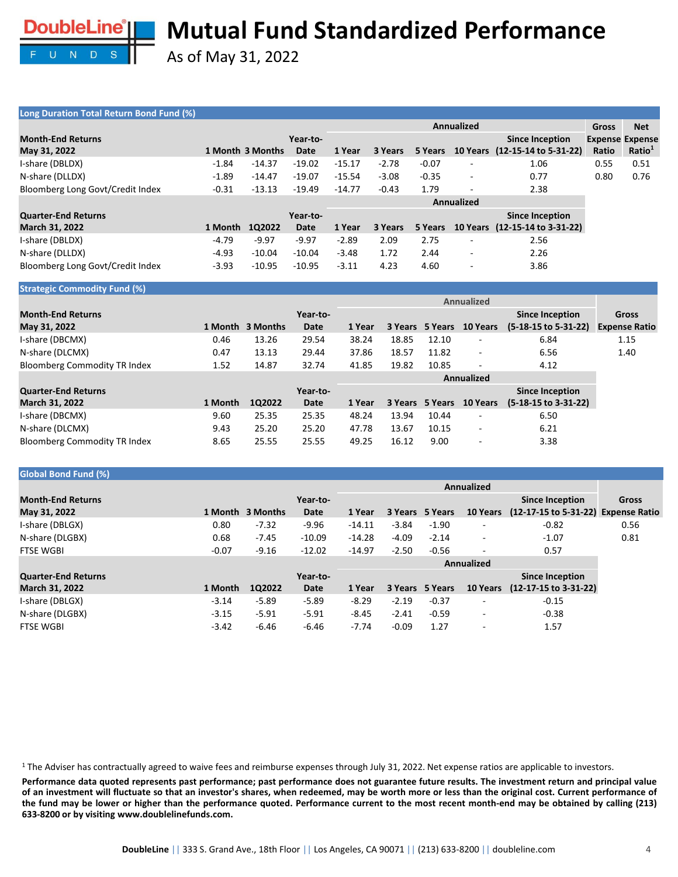# Mutual Fund Standardized Performance

As of May 31, 2022

## Long Duration Total Return Bond Fund (%)

| Month-End Returns May 31, 2022 | 1 Month | 3 Months | Year-to-Date | Annualized 1 Year | 3 Years | 5 Years | 10 Years | Since Inception (12-15-14 to 5-31-22) | Gross Expense Ratio | Net Expense Ratio[1] |
|---|---|---|---|---|---|---|---|---|---|---|
| I-share (DBLDX) | -1.84 | -14.37 | -19.02 | -15.17 | -2.78 | -0.07 | - | 1.06 | 0.55 | 0.51 |
| N-share (DLLDX) | -1.89 | -14.47 | -19.07 | -15.54 | -3.08 | -0.35 | - | 0.77 | 0.80 | 0.76 |
| Bloomberg Long Govt/Credit Index | -0.31 | -13.13 | -19.49 | -14.77 | -0.43 | 1.79 | - | 2.38 | | |

| Quarter-End Returns March 31, 2022 | 1 Month | 1Q2022 | Year-to-Date | Annualized 1 Year | 3 Years | 5 Years | 10 Years | Since Inception (12-15-14 to 3-31-22) |
|---|---|---|---|---|---|---|---|---|
| I-share (DBLDX) | -4.79 | -9.97 | -9.97 | -2.89 | 2.09 | 2.75 | - | 2.56 |
| N-share (DLLDX) | -4.93 | -10.04 | -10.04 | -3.48 | 1.72 | 2.44 | - | 2.26 |
| Bloomberg Long Govt/Credit Index | -3.93 | -10.95 | -10.95 | -3.11 | 4.23 | 4.60 | - | 3.86 |

## Strategic Commodity Fund (%)

| Month-End Returns May 31, 2022 | 1 Month | 3 Months | Year-to-Date | Annualized 1 Year | 3 Years | 5 Years | 10 Years | Since Inception (5-18-15 to 5-31-22) | Gross Expense Ratio |
|---|---|---|---|---|---|---|---|---|---|
| I-share (DBCMX) | 0.46 | 13.26 | 29.54 | 38.24 | 18.85 | 12.10 | - | 6.84 | 1.15 |
| N-share (DLCMX) | 0.47 | 13.13 | 29.44 | 37.86 | 18.57 | 11.82 | - | 6.56 | 1.40 |
| Bloomberg Commodity TR Index | 1.52 | 14.87 | 32.74 | 41.85 | 19.82 | 10.85 | - | 4.12 | |

| Quarter-End Returns March 31, 2022 | 1 Month | 1Q2022 | Year-to-Date | Annualized 1 Year | 3 Years | 5 Years | 10 Years | Since Inception (5-18-15 to 3-31-22) |
|---|---|---|---|---|---|---|---|---|
| I-share (DBCMX) | 9.60 | 25.35 | 25.35 | 48.24 | 13.94 | 10.44 | - | 6.50 |
| N-share (DLCMX) | 9.43 | 25.20 | 25.20 | 47.78 | 13.67 | 10.15 | - | 6.21 |
| Bloomberg Commodity TR Index | 8.65 | 25.55 | 25.55 | 49.25 | 16.12 | 9.00 | - | 3.38 |

## Global Bond Fund (%)

| Month-End Returns May 31, 2022 | 1 Month | 3 Months | Year-to-Date | Annualized 1 Year | 3 Years | 5 Years | 10 Years | Since Inception (12-17-15 to 5-31-22) | Gross Expense Ratio |
|---|---|---|---|---|---|---|---|---|---|
| I-share (DBLGX) | 0.80 | -7.32 | -9.96 | -14.11 | -3.84 | -1.90 | - | -0.82 | 0.56 |
| N-share (DLGBX) | 0.68 | -7.45 | -10.09 | -14.28 | -4.09 | -2.14 | - | -1.07 | 0.81 |
| FTSE WGBI | -0.07 | -9.16 | -12.02 | -14.97 | -2.50 | -0.56 | - | 0.57 | |

| Quarter-End Returns March 31, 2022 | 1 Month | 1Q2022 | Year-to-Date | Annualized 1 Year | 3 Years | 5 Years | 10 Years | Since Inception (12-17-15 to 3-31-22) |
|---|---|---|---|---|---|---|---|---|
| I-share (DBLGX) | -3.14 | -5.89 | -5.89 | -8.29 | -2.19 | -0.37 | - | -0.15 |
| N-share (DLGBX) | -3.15 | -5.91 | -5.91 | -8.45 | -2.41 | -0.59 | - | -0.38 |
| FTSE WGBI | -3.42 | -6.46 | -6.46 | -7.74 | -0.09 | 1.27 | - | 1.57 |

[1] The Adviser has contractually agreed to waive fees and reimburse expenses through July 31, 2022. Net expense ratios are applicable to investors.

**Performance data quoted represents past performance; past performance does not guarantee future results. The investment return and principal value of an investment will fluctuate so that an investor's shares, when redeemed, may be worth more or less than the original cost. Current performance of the fund may be lower or higher than the performance quoted. Performance current to the most recent month-end may be obtained by calling (213) 633-8200 or by visiting www.doublelinefunds.com.**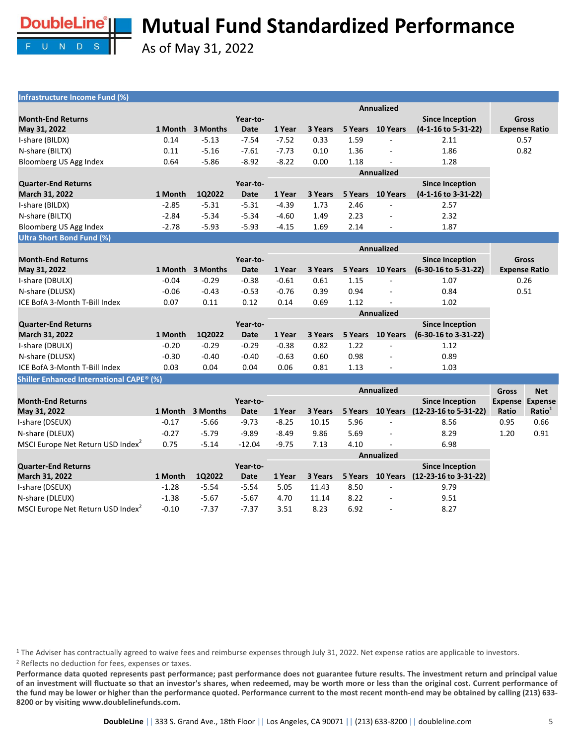# Mutual Fund Standardized Performance

As of May 31, 2022

## Infrastructure Income Fund (%)

| Month-End Returns May 31, 2022 | 1 Month | 3 Months | Year-to-Date | 1 Year | 3 Years | 5 Years | 10 Years | Since Inception (4-1-16 to 5-31-22) | Gross Expense Ratio |
|---|---|---|---|---|---|---|---|---|---|
| | | | | Annualized | | | | | |
| I-share (BILDX) | 0.14 | -5.13 | -7.54 | -7.52 | 0.33 | 1.59 | - | 2.11 | 0.57 |
| N-share (BILTX) | 0.11 | -5.16 | -7.61 | -7.73 | 0.10 | 1.36 | - | 1.86 | 0.82 |
| Bloomberg US Agg Index | 0.64 | -5.86 | -8.92 | -8.22 | 0.00 | 1.18 | - | 1.28 | |

| Quarter-End Returns March 31, 2022 | 1 Month | 1Q2022 | Year-to-Date | 1 Year | 3 Years | 5 Years | 10 Years | Since Inception (4-1-16 to 3-31-22) |
|---|---|---|---|---|---|---|---|---|
| | | | | Annualized | | | | |
| I-share (BILDX) | -2.85 | -5.31 | -5.31 | -4.39 | 1.73 | 2.46 | - | 2.57 |
| N-share (BILTX) | -2.84 | -5.34 | -5.34 | -4.60 | 1.49 | 2.23 | - | 2.32 |
| Bloomberg US Agg Index | -2.78 | -5.93 | -5.93 | -4.15 | 1.69 | 2.14 | - | 1.87 |

## Ultra Short Bond Fund (%)

| Month-End Returns May 31, 2022 | 1 Month | 3 Months | Year-to-Date | 1 Year | 3 Years | 5 Years | 10 Years | Since Inception (6-30-16 to 5-31-22) | Gross Expense Ratio |
|---|---|---|---|---|---|---|---|---|---|
| | | | | Annualized | | | | | |
| I-share (DBULX) | -0.04 | -0.29 | -0.38 | -0.61 | 0.61 | 1.15 | - | 1.07 | 0.26 |
| N-share (DLUSX) | -0.06 | -0.43 | -0.53 | -0.76 | 0.39 | 0.94 | - | 0.84 | 0.51 |
| ICE BofA 3-Month T-Bill Index | 0.07 | 0.11 | 0.12 | 0.14 | 0.69 | 1.12 | - | 1.02 | |

| Quarter-End Returns March 31, 2022 | 1 Month | 1Q2022 | Year-to-Date | 1 Year | 3 Years | 5 Years | 10 Years | Since Inception (6-30-16 to 3-31-22) |
|---|---|---|---|---|---|---|---|---|
| | | | | Annualized | | | | |
| I-share (DBULX) | -0.20 | -0.29 | -0.29 | -0.38 | 0.82 | 1.22 | - | 1.12 |
| N-share (DLUSX) | -0.30 | -0.40 | -0.40 | -0.63 | 0.60 | 0.98 | - | 0.89 |
| ICE BofA 3-Month T-Bill Index | 0.03 | 0.04 | 0.04 | 0.06 | 0.81 | 1.13 | - | 1.03 |

## Shiller Enhanced International CAPE® (%)

| Month-End Returns May 31, 2022 | 1 Month | 3 Months | Year-to-Date | 1 Year | 3 Years | 5 Years | 10 Years | Since Inception (12-23-16 to 5-31-22) | Gross Expense Ratio | Net Expense Ratio[1] |
|---|---|---|---|---|---|---|---|---|---|---|
| | | | | Annualized | | | | | | |
| I-share (DSEUX) | -0.17 | -5.66 | -9.73 | -8.25 | 10.15 | 5.96 | - | 8.56 | 0.95 | 0.66 |
| N-share (DLEUX) | -0.27 | -5.79 | -9.89 | -8.49 | 9.86 | 5.69 | - | 8.29 | 1.20 | 0.91 |
| MSCI Europe Net Return USD Index[2] | 0.75 | -5.14 | -12.04 | -9.75 | 7.13 | 4.10 | - | 6.98 | | |

| Quarter-End Returns March 31, 2022 | 1 Month | 1Q2022 | Year-to-Date | 1 Year | 3 Years | 5 Years | 10 Years | Since Inception (12-23-16 to 3-31-22) |
|---|---|---|---|---|---|---|---|---|
| | | | | Annualized | | | | |
| I-share (DSEUX) | -1.28 | -5.54 | -5.54 | 5.05 | 11.43 | 8.50 | - | 9.79 |
| N-share (DLEUX) | -1.38 | -5.67 | -5.67 | 4.70 | 11.14 | 8.22 | - | 9.51 |
| MSCI Europe Net Return USD Index[2] | -0.10 | -7.37 | -7.37 | 3.51 | 8.23 | 6.92 | - | 8.27 |

[1] The Adviser has contractually agreed to waive fees and reimburse expenses through July 31, 2022. Net expense ratios are applicable to investors.

[2] Reflects no deduction for fees, expenses or taxes.

**Performance data quoted represents past performance; past performance does not guarantee future results. The investment return and principal value of an investment will fluctuate so that an investor's shares, when redeemed, may be worth more or less than the original cost. Current performance of the fund may be lower or higher than the performance quoted. Performance current to the most recent month-end may be obtained by calling (213) 633-8200 or by visiting www.doublelinefunds.com.**

**DoubleLine** || 333 S. Grand Ave., 18th Floor || Los Angeles, CA 90071 || (213) 633-8200 || doubleline.com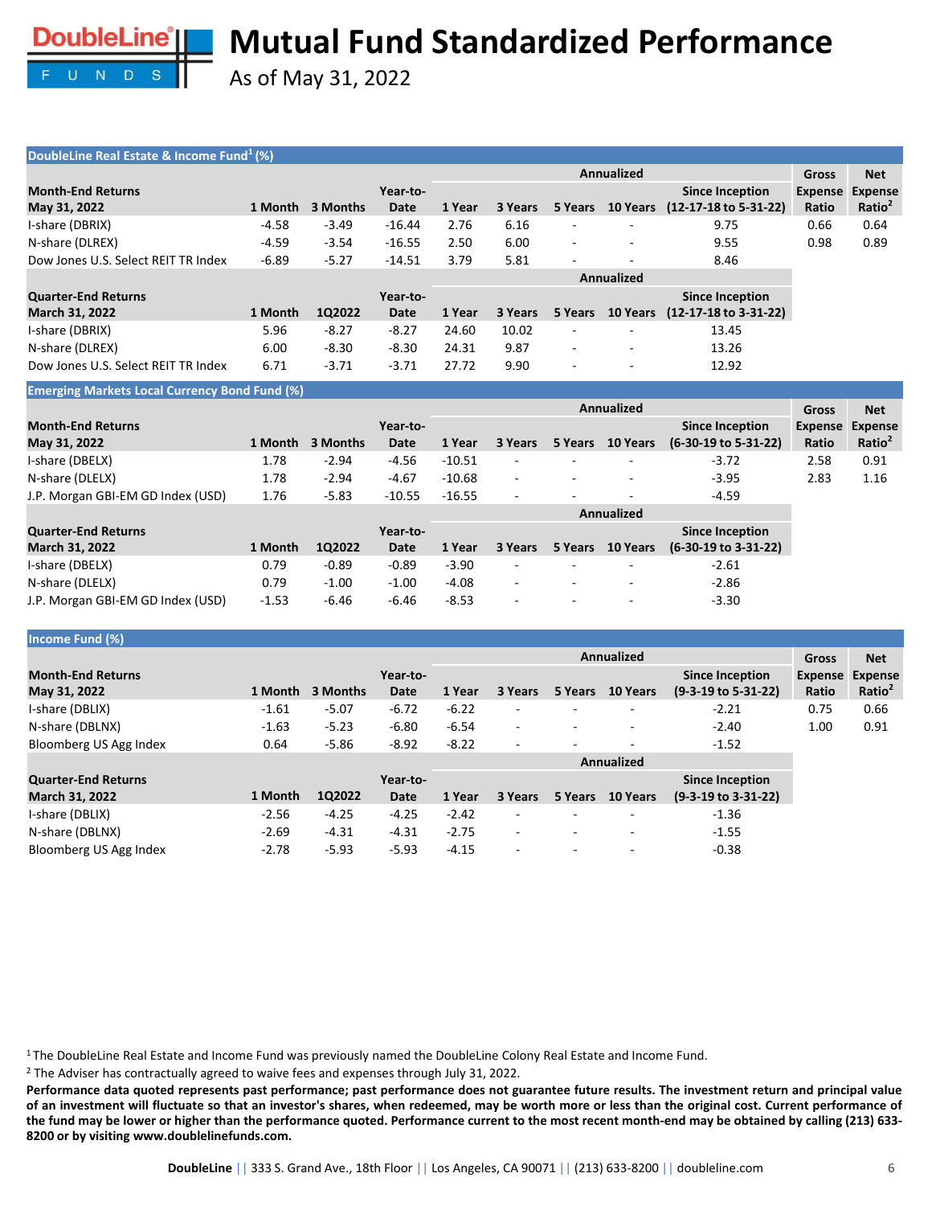# Mutual Fund Standardized Performance

As of May 31, 2022

## DoubleLine Real Estate & Income Fund[1] (%)

| Month-End Returns May 31, 2022 | 1 Month | 3 Months | Year-to-Date | 1 Year | 3 Years | 5 Years | 10 Years | Since Inception (12-17-18 to 5-31-22) | Gross Expense Ratio | Net Expense Ratio[2] |
|---|---|---|---|---|---|---|---|---|---|---|
| | | | | Annualized | | | | | | |
| I-share (DBRIX) | -4.58 | -3.49 | -16.44 | 2.76 | 6.16 | - | - | 9.75 | 0.66 | 0.64 |
| N-share (DLREX) | -4.59 | -3.54 | -16.55 | 2.50 | 6.00 | - | - | 9.55 | 0.98 | 0.89 |
| Dow Jones U.S. Select REIT TR Index | -6.89 | -5.27 | -14.51 | 3.79 | 5.81 | - | - | 8.46 | | |

| Quarter-End Returns March 31, 2022 | 1 Month | 1Q2022 | Year-to-Date | 1 Year | 3 Years | 5 Years | 10 Years | Since Inception (12-17-18 to 3-31-22) |
|---|---|---|---|---|---|---|---|---|
| | | | | Annualized | | | | |
| I-share (DBRIX) | 5.96 | -8.27 | -8.27 | 24.60 | 10.02 | - | - | 13.45 |
| N-share (DLREX) | 6.00 | -8.30 | -8.30 | 24.31 | 9.87 | - | - | 13.26 |
| Dow Jones U.S. Select REIT TR Index | 6.71 | -3.71 | -3.71 | 27.72 | 9.90 | - | - | 12.92 |

## Emerging Markets Local Currency Bond Fund (%)

| Month-End Returns May 31, 2022 | 1 Month | 3 Months | Year-to-Date | 1 Year | 3 Years | 5 Years | 10 Years | Since Inception (6-30-19 to 5-31-22) | Gross Expense Ratio | Net Expense Ratio[2] |
|---|---|---|---|---|---|---|---|---|---|---|
| | | | | Annualized | | | | | | |
| I-share (DBELX) | 1.78 | -2.94 | -4.56 | -10.51 | - | - | - | -3.72 | 2.58 | 0.91 |
| N-share (DLELX) | 1.78 | -2.94 | -4.67 | -10.68 | - | - | - | -3.95 | 2.83 | 1.16 |
| J.P. Morgan GBI-EM GD Index (USD) | 1.76 | -5.83 | -10.55 | -16.55 | - | - | - | -4.59 | | |

| Quarter-End Returns March 31, 2022 | 1 Month | 1Q2022 | Year-to-Date | 1 Year | 3 Years | 5 Years | 10 Years | Since Inception (6-30-19 to 3-31-22) |
|---|---|---|---|---|---|---|---|---|
| | | | | Annualized | | | | |
| I-share (DBELX) | 0.79 | -0.89 | -0.89 | -3.90 | - | - | - | -2.61 |
| N-share (DLELX) | 0.79 | -1.00 | -1.00 | -4.08 | - | - | - | -2.86 |
| J.P. Morgan GBI-EM GD Index (USD) | -1.53 | -6.46 | -6.46 | -8.53 | - | - | - | -3.30 |

## Income Fund (%)

| Month-End Returns May 31, 2022 | 1 Month | 3 Months | Year-to-Date | 1 Year | 3 Years | 5 Years | 10 Years | Since Inception (9-3-19 to 5-31-22) | Gross Expense Ratio | Net Expense Ratio[2] |
|---|---|---|---|---|---|---|---|---|---|---|
| | | | | Annualized | | | | | | |
| I-share (DBLIX) | -1.61 | -5.07 | -6.72 | -6.22 | - | - | - | -2.21 | 0.75 | 0.66 |
| N-share (DBLNX) | -1.63 | -5.23 | -6.80 | -6.54 | - | - | - | -2.40 | 1.00 | 0.91 |
| Bloomberg US Agg Index | 0.64 | -5.86 | -8.92 | -8.22 | - | - | - | -1.52 | | |

| Quarter-End Returns March 31, 2022 | 1 Month | 1Q2022 | Year-to-Date | 1 Year | 3 Years | 5 Years | 10 Years | Since Inception (9-3-19 to 3-31-22) |
|---|---|---|---|---|---|---|---|---|
| | | | | Annualized | | | | |
| I-share (DBLIX) | -2.56 | -4.25 | -4.25 | -2.42 | - | - | - | -1.36 |
| N-share (DBLNX) | -2.69 | -4.31 | -4.31 | -2.75 | - | - | - | -1.55 |
| Bloomberg US Agg Index | -2.78 | -5.93 | -5.93 | -4.15 | - | - | - | -0.38 |

[1] The DoubleLine Real Estate and Income Fund was previously named the DoubleLine Colony Real Estate and Income Fund.

[2] The Adviser has contractually agreed to waive fees and expenses through July 31, 2022.

**Performance data quoted represents past performance; past performance does not guarantee future results. The investment return and principal value of an investment will fluctuate so that an investor's shares, when redeemed, may be worth more or less than the original cost. Current performance of the fund may be lower or higher than the performance quoted. Performance current to the most recent month-end may be obtained by calling (213) 633-8200 or by visiting www.doublelinefunds.com.**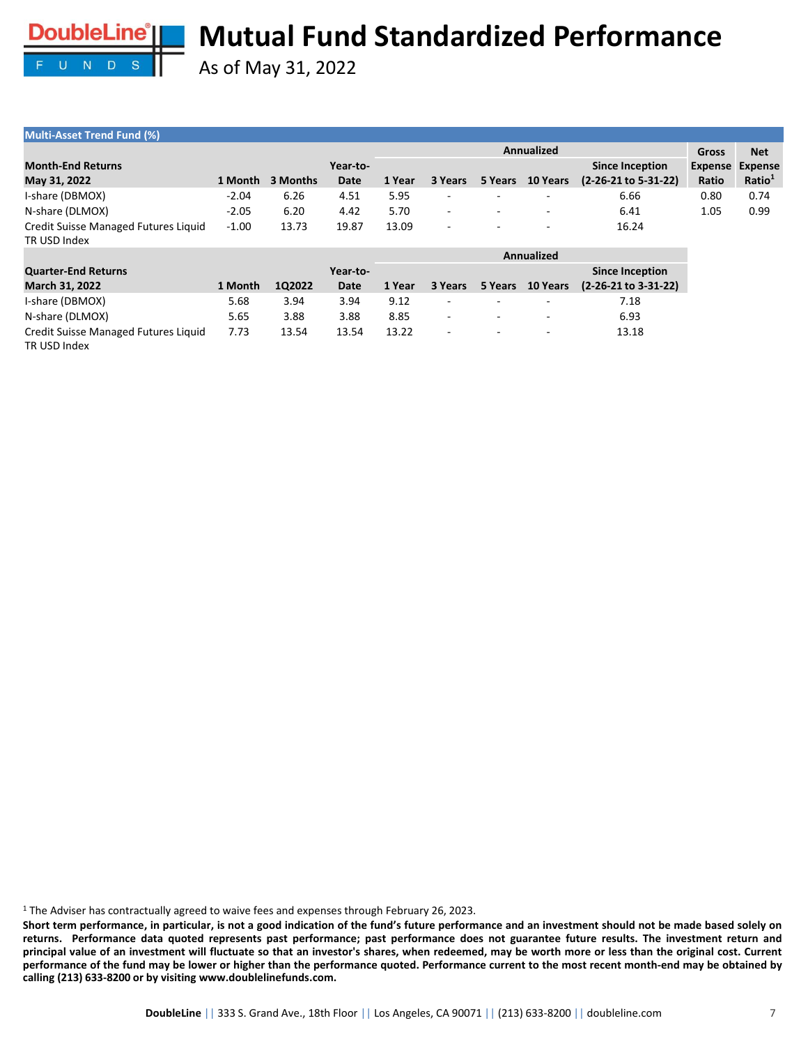# Mutual Fund Standardized Performance

As of May 31, 2022

**Multi-Asset Trend Fund (%)**

| Month-End Returns May 31, 2022 | 1 Month | 3 Months | Year-to-Date | 1 Year (Annualized) | 3 Years (Annualized) | 5 Years (Annualized) | 10 Years (Annualized) | Since Inception (2-26-21 to 5-31-22) (Annualized) | Gross Expense Ratio | Net Expense Ratio[1] |
|---|---|---|---|---|---|---|---|---|---|---|
| I-share (DBMOX) | -2.04 | 6.26 | 4.51 | 5.95 | - | - | - | 6.66 | 0.80 | 0.74 |
| N-share (DLMOX) | -2.05 | 6.20 | 4.42 | 5.70 | - | - | - | 6.41 | 1.05 | 0.99 |
| Credit Suisse Managed Futures Liquid TR USD Index | -1.00 | 13.73 | 19.87 | 13.09 | - | - | - | 16.24 | | |

| Quarter-End Returns March 31, 2022 | 1 Month | 1Q2022 | Year-to-Date | 1 Year (Annualized) | 3 Years (Annualized) | 5 Years (Annualized) | 10 Years (Annualized) | Since Inception (2-26-21 to 3-31-22) (Annualized) |
|---|---|---|---|---|---|---|---|---|
| I-share (DBMOX) | 5.68 | 3.94 | 3.94 | 9.12 | - | - | - | 7.18 |
| N-share (DLMOX) | 5.65 | 3.88 | 3.88 | 8.85 | - | - | - | 6.93 |
| Credit Suisse Managed Futures Liquid TR USD Index | 7.73 | 13.54 | 13.54 | 13.22 | - | - | - | 13.18 |

[1] The Adviser has contractually agreed to waive fees and expenses through February 26, 2023.

**Short term performance, in particular, is not a good indication of the fund's future performance and an investment should not be made based solely on returns. Performance data quoted represents past performance; past performance does not guarantee future results. The investment return and principal value of an investment will fluctuate so that an investor's shares, when redeemed, may be worth more or less than the original cost. Current performance of the fund may be lower or higher than the performance quoted. Performance current to the most recent month-end may be obtained by calling (213) 633-8200 or by visiting www.doublelinefunds.com.**

**DoubleLine** || 333 S. Grand Ave., 18th Floor || Los Angeles, CA 90071 || (213) 633-8200 || doubleline.com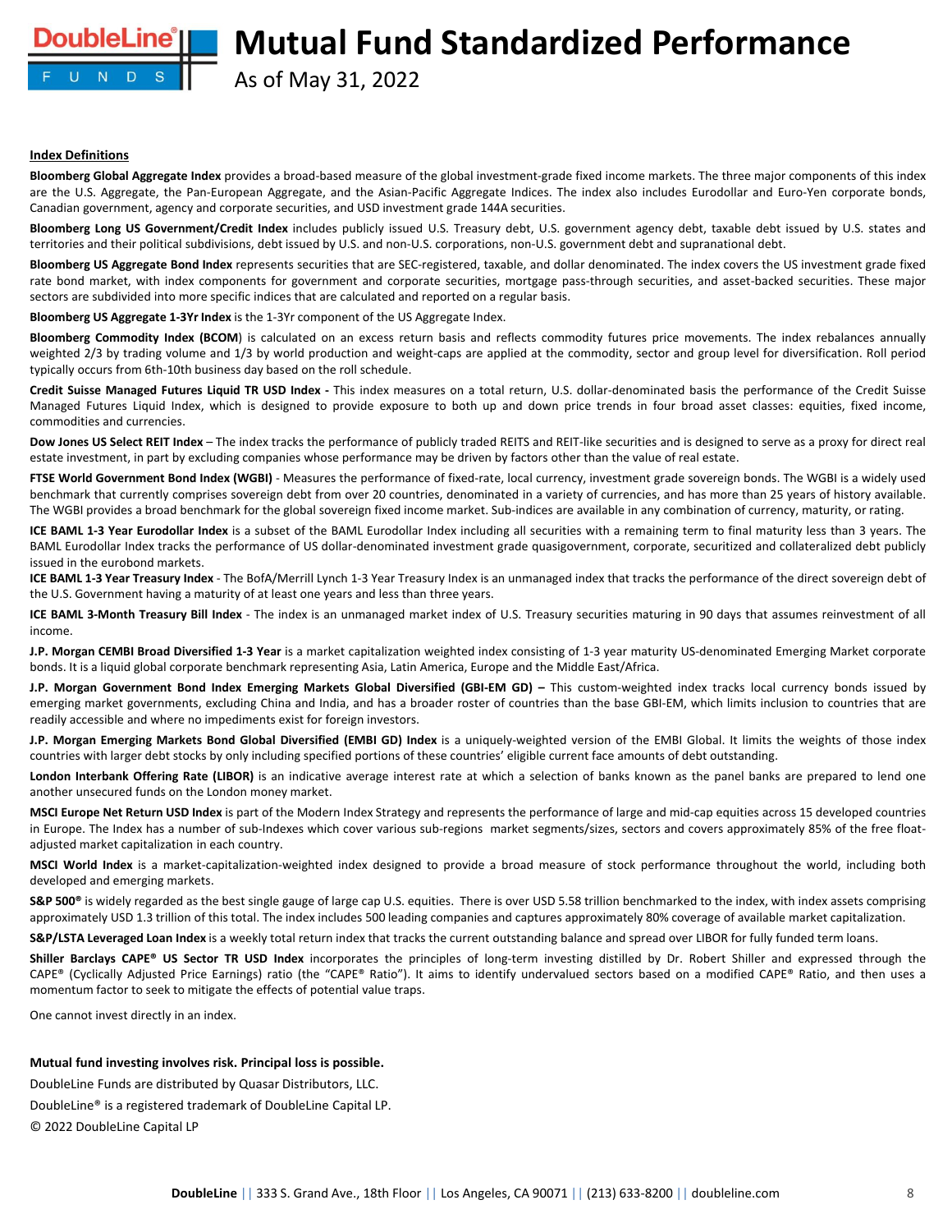**Index Definitions**

**Bloomberg Global Aggregate Index** provides a broad-based measure of the global investment-grade fixed income markets. The three major components of this index are the U.S. Aggregate, the Pan-European Aggregate, and the Asian-Pacific Aggregate Indices. The index also includes Eurodollar and Euro-Yen corporate bonds, Canadian government, agency and corporate securities, and USD investment grade 144A securities.

**Bloomberg Long US Government/Credit Index** includes publicly issued U.S. Treasury debt, U.S. government agency debt, taxable debt issued by U.S. states and territories and their political subdivisions, debt issued by U.S. and non-U.S. corporations, non-U.S. government debt and supranational debt.

**Bloomberg US Aggregate Bond Index** represents securities that are SEC-registered, taxable, and dollar denominated. The index covers the US investment grade fixed rate bond market, with index components for government and corporate securities, mortgage pass-through securities, and asset-backed securities. These major sectors are subdivided into more specific indices that are calculated and reported on a regular basis.

**Bloomberg US Aggregate 1-3Yr Index** is the 1-3Yr component of the US Aggregate Index.

**Bloomberg Commodity Index (BCOM**) is calculated on an excess return basis and reflects commodity futures price movements. The index rebalances annually weighted 2/3 by trading volume and 1/3 by world production and weight-caps are applied at the commodity, sector and group level for diversification. Roll period typically occurs from 6th-10th business day based on the roll schedule.

**Credit Suisse Managed Futures Liquid TR USD Index -** This index measures on a total return, U.S. dollar-denominated basis the performance of the Credit Suisse Managed Futures Liquid Index, which is designed to provide exposure to both up and down price trends in four broad asset classes: equities, fixed income, commodities and currencies.

**Dow Jones US Select REIT Index** – The index tracks the performance of publicly traded REITS and REIT-like securities and is designed to serve as a proxy for direct real estate investment, in part by excluding companies whose performance may be driven by factors other than the value of real estate.

**FTSE World Government Bond Index (WGBI)** - Measures the performance of fixed-rate, local currency, investment grade sovereign bonds. The WGBI is a widely used benchmark that currently comprises sovereign debt from over 20 countries, denominated in a variety of currencies, and has more than 25 years of history available. The WGBI provides a broad benchmark for the global sovereign fixed income market. Sub-indices are available in any combination of currency, maturity, or rating.

**ICE BAML 1-3 Year Eurodollar Index** is a subset of the BAML Eurodollar Index including all securities with a remaining term to final maturity less than 3 years. The BAML Eurodollar Index tracks the performance of US dollar-denominated investment grade quasigovernment, corporate, securitized and collateralized debt publicly issued in the eurobond markets.

**ICE BAML 1-3 Year Treasury Index** - The BofA/Merrill Lynch 1-3 Year Treasury Index is an unmanaged index that tracks the performance of the direct sovereign debt of the U.S. Government having a maturity of at least one years and less than three years.

**ICE BAML 3-Month Treasury Bill Index** - The index is an unmanaged market index of U.S. Treasury securities maturing in 90 days that assumes reinvestment of all income.

**J.P. Morgan CEMBI Broad Diversified 1-3 Year** is a market capitalization weighted index consisting of 1-3 year maturity US-denominated Emerging Market corporate bonds. It is a liquid global corporate benchmark representing Asia, Latin America, Europe and the Middle East/Africa.

**J.P. Morgan Government Bond Index Emerging Markets Global Diversified (GBI-EM GD) –** This custom-weighted index tracks local currency bonds issued by emerging market governments, excluding China and India, and has a broader roster of countries than the base GBI-EM, which limits inclusion to countries that are readily accessible and where no impediments exist for foreign investors.

**J.P. Morgan Emerging Markets Bond Global Diversified (EMBI GD) Index** is a uniquely-weighted version of the EMBI Global. It limits the weights of those index countries with larger debt stocks by only including specified portions of these countries' eligible current face amounts of debt outstanding.

**London Interbank Offering Rate (LIBOR)** is an indicative average interest rate at which a selection of banks known as the panel banks are prepared to lend one another unsecured funds on the London money market.

**MSCI Europe Net Return USD Index** is part of the Modern Index Strategy and represents the performance of large and mid-cap equities across 15 developed countries in Europe. The Index has a number of sub-Indexes which cover various sub-regions market segments/sizes, sectors and covers approximately 85% of the free float-adjusted market capitalization in each country.

**MSCI World Index** is a market-capitalization-weighted index designed to provide a broad measure of stock performance throughout the world, including both developed and emerging markets.

**S&P 500®** is widely regarded as the best single gauge of large cap U.S. equities. There is over USD 5.58 trillion benchmarked to the index, with index assets comprising approximately USD 1.3 trillion of this total. The index includes 500 leading companies and captures approximately 80% coverage of available market capitalization.

**S&P/LSTA Leveraged Loan Index** is a weekly total return index that tracks the current outstanding balance and spread over LIBOR for fully funded term loans.

**Shiller Barclays CAPE® US Sector TR USD Index** incorporates the principles of long-term investing distilled by Dr. Robert Shiller and expressed through the CAPE® (Cyclically Adjusted Price Earnings) ratio (the "CAPE® Ratio"). It aims to identify undervalued sectors based on a modified CAPE® Ratio, and then uses a momentum factor to seek to mitigate the effects of potential value traps.

One cannot invest directly in an index.

**Mutual fund investing involves risk. Principal loss is possible.**

DoubleLine Funds are distributed by Quasar Distributors, LLC.

DoubleLine® is a registered trademark of DoubleLine Capital LP.

© 2022 DoubleLine Capital LP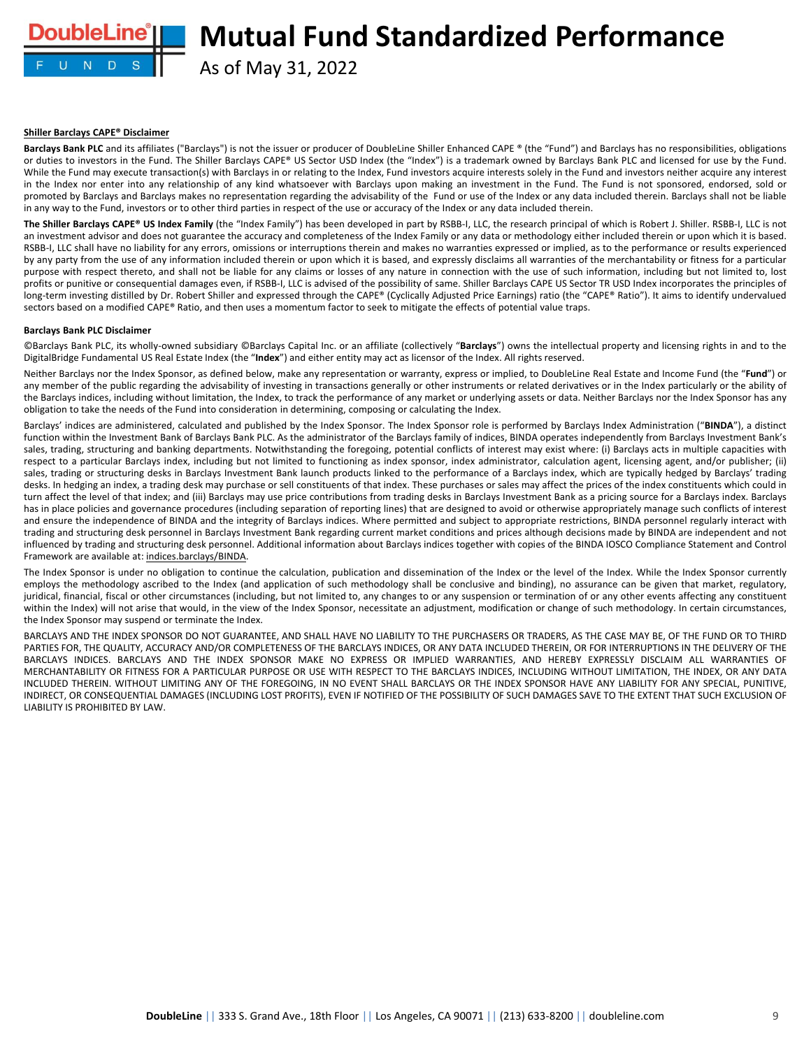**Shiller Barclays CAPE® Disclaimer**

**Barclays Bank PLC** and its affiliates ("Barclays") is not the issuer or producer of DoubleLine Shiller Enhanced CAPE ® (the "Fund") and Barclays has no responsibilities, obligations or duties to investors in the Fund. The Shiller Barclays CAPE® US Sector USD Index (the "Index") is a trademark owned by Barclays Bank PLC and licensed for use by the Fund. While the Fund may execute transaction(s) with Barclays in or relating to the Index, Fund investors acquire interests solely in the Fund and investors neither acquire any interest in the Index nor enter into any relationship of any kind whatsoever with Barclays upon making an investment in the Fund. The Fund is not sponsored, endorsed, sold or promoted by Barclays and Barclays makes no representation regarding the advisability of the Fund or use of the Index or any data included therein. Barclays shall not be liable in any way to the Fund, investors or to other third parties in respect of the use or accuracy of the Index or any data included therein.

**The Shiller Barclays CAPE® US Index Family** (the "Index Family") has been developed in part by RSBB-I, LLC, the research principal of which is Robert J. Shiller. RSBB-I, LLC is not an investment advisor and does not guarantee the accuracy and completeness of the Index Family or any data or methodology either included therein or upon which it is based. RSBB-I, LLC shall have no liability for any errors, omissions or interruptions therein and makes no warranties expressed or implied, as to the performance or results experienced by any party from the use of any information included therein or upon which it is based, and expressly disclaims all warranties of the merchantability or fitness for a particular purpose with respect thereto, and shall not be liable for any claims or losses of any nature in connection with the use of such information, including but not limited to, lost profits or punitive or consequential damages even, if RSBB-I, LLC is advised of the possibility of same. Shiller Barclays CAPE US Sector TR USD Index incorporates the principles of long-term investing distilled by Dr. Robert Shiller and expressed through the CAPE® (Cyclically Adjusted Price Earnings) ratio (the "CAPE® Ratio"). It aims to identify undervalued sectors based on a modified CAPE® Ratio, and then uses a momentum factor to seek to mitigate the effects of potential value traps.

**Barclays Bank PLC Disclaimer**

©Barclays Bank PLC, its wholly-owned subsidiary ©Barclays Capital Inc. or an affiliate (collectively "**Barclays**") owns the intellectual property and licensing rights in and to the DigitalBridge Fundamental US Real Estate Index (the "**Index**") and either entity may act as licensor of the Index. All rights reserved.

Neither Barclays nor the Index Sponsor, as defined below, make any representation or warranty, express or implied, to DoubleLine Real Estate and Income Fund (the "**Fund**") or any member of the public regarding the advisability of investing in transactions generally or other instruments or related derivatives or in the Index particularly or the ability of the Barclays indices, including without limitation, the Index, to track the performance of any market or underlying assets or data. Neither Barclays nor the Index Sponsor has any obligation to take the needs of the Fund into consideration in determining, composing or calculating the Index.

Barclays' indices are administered, calculated and published by the Index Sponsor. The Index Sponsor role is performed by Barclays Index Administration ("**BINDA**"), a distinct function within the Investment Bank of Barclays Bank PLC. As the administrator of the Barclays family of indices, BINDA operates independently from Barclays Investment Bank's sales, trading, structuring and banking departments. Notwithstanding the foregoing, potential conflicts of interest may exist where: (i) Barclays acts in multiple capacities with respect to a particular Barclays index, including but not limited to functioning as index sponsor, index administrator, calculation agent, licensing agent, and/or publisher; (ii) sales, trading or structuring desks in Barclays Investment Bank launch products linked to the performance of a Barclays index, which are typically hedged by Barclays' trading desks. In hedging an index, a trading desk may purchase or sell constituents of that index. These purchases or sales may affect the prices of the index constituents which could in turn affect the level of that index; and (iii) Barclays may use price contributions from trading desks in Barclays Investment Bank as a pricing source for a Barclays index. Barclays has in place policies and governance procedures (including separation of reporting lines) that are designed to avoid or otherwise appropriately manage such conflicts of interest and ensure the independence of BINDA and the integrity of Barclays indices. Where permitted and subject to appropriate restrictions, BINDA personnel regularly interact with trading and structuring desk personnel in Barclays Investment Bank regarding current market conditions and prices although decisions made by BINDA are independent and not influenced by trading and structuring desk personnel. Additional information about Barclays indices together with copies of the BINDA IOSCO Compliance Statement and Control Framework are available at: indices.barclays/BINDA.

The Index Sponsor is under no obligation to continue the calculation, publication and dissemination of the Index or the level of the Index. While the Index Sponsor currently employs the methodology ascribed to the Index (and application of such methodology shall be conclusive and binding), no assurance can be given that market, regulatory, juridical, financial, fiscal or other circumstances (including, but not limited to, any changes to or any suspension or termination of or any other events affecting any constituent within the Index) will not arise that would, in the view of the Index Sponsor, necessitate an adjustment, modification or change of such methodology. In certain circumstances, the Index Sponsor may suspend or terminate the Index.

BARCLAYS AND THE INDEX SPONSOR DO NOT GUARANTEE, AND SHALL HAVE NO LIABILITY TO THE PURCHASERS OR TRADERS, AS THE CASE MAY BE, OF THE FUND OR TO THIRD PARTIES FOR, THE QUALITY, ACCURACY AND/OR COMPLETENESS OF THE BARCLAYS INDICES, OR ANY DATA INCLUDED THEREIN, OR FOR INTERRUPTIONS IN THE DELIVERY OF THE BARCLAYS INDICES. BARCLAYS AND THE INDEX SPONSOR MAKE NO EXPRESS OR IMPLIED WARRANTIES, AND HEREBY EXPRESSLY DISCLAIM ALL WARRANTIES OF MERCHANTABILITY OR FITNESS FOR A PARTICULAR PURPOSE OR USE WITH RESPECT TO THE BARCLAYS INDICES, INCLUDING WITHOUT LIMITATION, THE INDEX, OR ANY DATA INCLUDED THEREIN. WITHOUT LIMITING ANY OF THE FOREGOING, IN NO EVENT SHALL BARCLAYS OR THE INDEX SPONSOR HAVE ANY LIABILITY FOR ANY SPECIAL, PUNITIVE, INDIRECT, OR CONSEQUENTIAL DAMAGES (INCLUDING LOST PROFITS), EVEN IF NOTIFIED OF THE POSSIBILITY OF SUCH DAMAGES SAVE TO THE EXTENT THAT SUCH EXCLUSION OF LIABILITY IS PROHIBITED BY LAW.